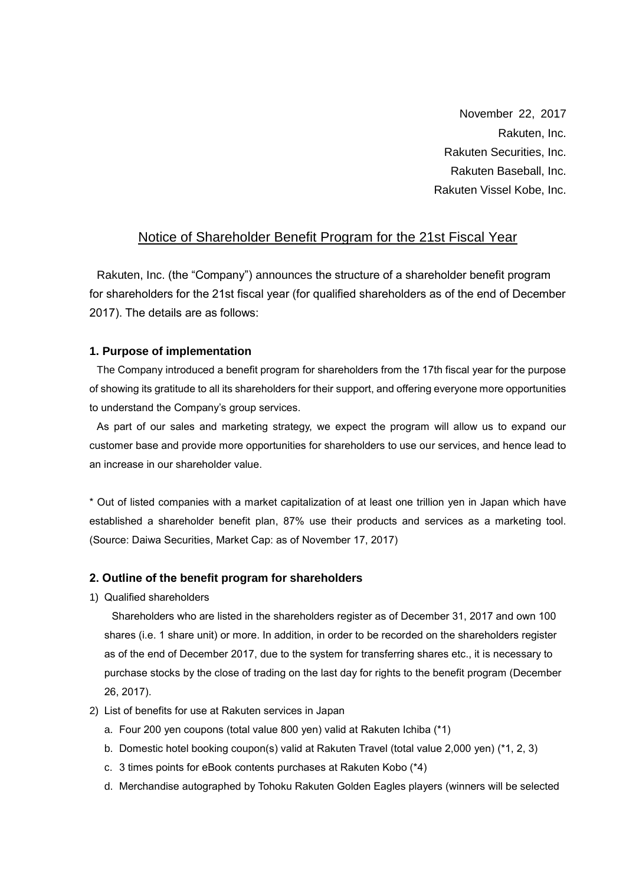November 22, 2017
Rakuten, Inc.
Rakuten Securities, Inc.
Rakuten Baseball, Inc.
Rakuten Vissel Kobe, Inc.

# Notice of Shareholder Benefit Program for the 21st Fiscal Year

Rakuten, Inc. (the "Company") announces the structure of a shareholder benefit program for shareholders for the 21st fiscal year (for qualified shareholders as of the end of December 2017). The details are as follows:

### 1. Purpose of implementation

The Company introduced a benefit program for shareholders from the 17th fiscal year for the purpose of showing its gratitude to all its shareholders for their support, and offering everyone more opportunities to understand the Company's group services.

As part of our sales and marketing strategy, we expect the program will allow us to expand our customer base and provide more opportunities for shareholders to use our services, and hence lead to an increase in our shareholder value.

* Out of listed companies with a market capitalization of at least one trillion yen in Japan which have established a shareholder benefit plan, 87% use their products and services as a marketing tool. (Source: Daiwa Securities, Market Cap: as of November 17, 2017)

### 2. Outline of the benefit program for shareholders

1) Qualified shareholders

   Shareholders who are listed in the shareholders register as of December 31, 2017 and own 100 shares (i.e. 1 share unit) or more. In addition, in order to be recorded on the shareholders register as of the end of December 2017, due to the system for transferring shares etc., it is necessary to purchase stocks by the close of trading on the last day for rights to the benefit program (December 26, 2017).

2) List of benefits for use at Rakuten services in Japan

   a. Four 200 yen coupons (total value 800 yen) valid at Rakuten Ichiba (*1)
   b. Domestic hotel booking coupon(s) valid at Rakuten Travel (total value 2,000 yen) (*1, 2, 3)
   c. 3 times points for eBook contents purchases at Rakuten Kobo (*4)
   d. Merchandise autographed by Tohoku Rakuten Golden Eagles players (winners will be selected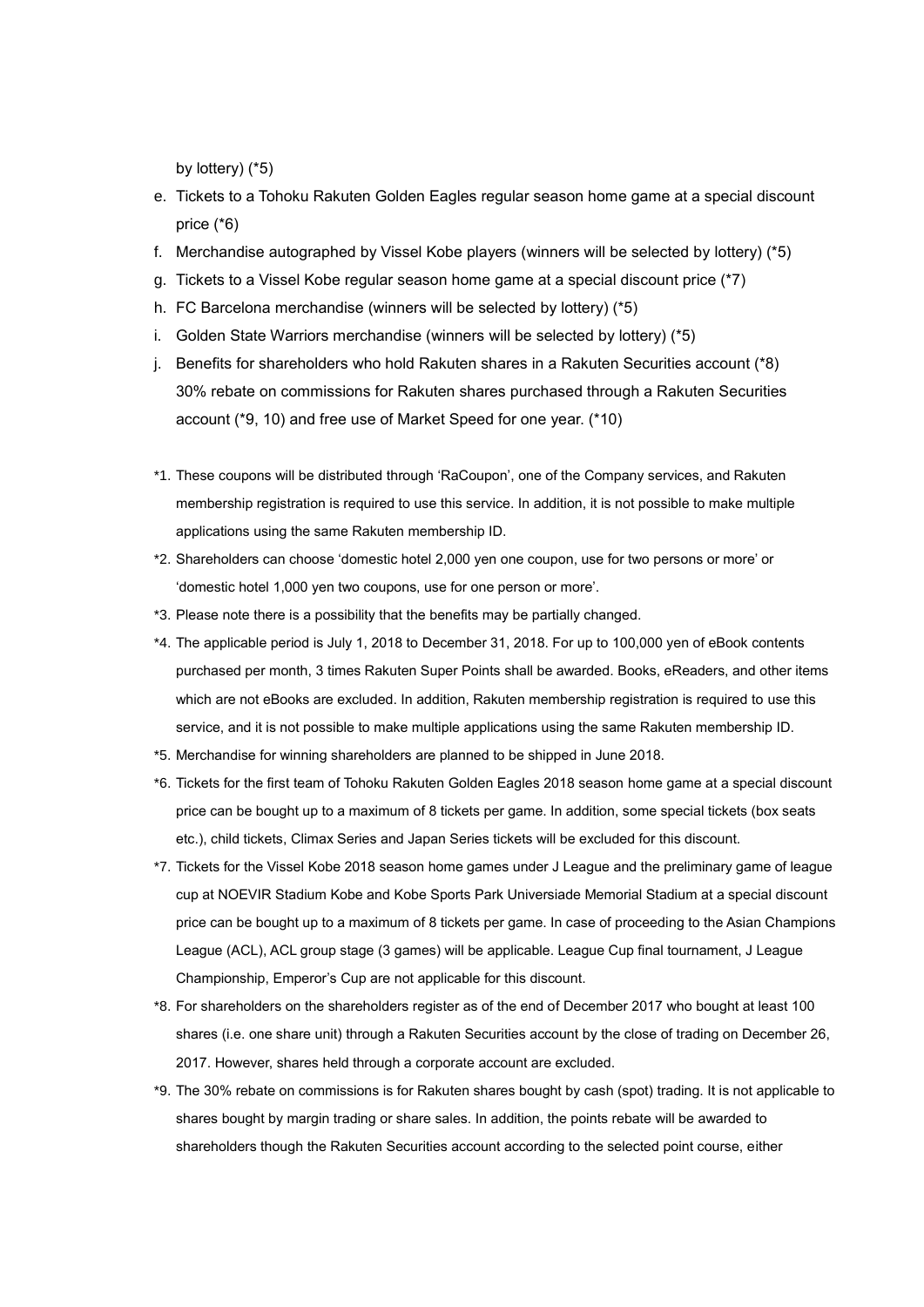by lottery) (*5)

e. Tickets to a Tohoku Rakuten Golden Eagles regular season home game at a special discount price (*6)
f. Merchandise autographed by Vissel Kobe players (winners will be selected by lottery) (*5)
g. Tickets to a Vissel Kobe regular season home game at a special discount price (*7)
h. FC Barcelona merchandise (winners will be selected by lottery) (*5)
i. Golden State Warriors merchandise (winners will be selected by lottery) (*5)
j. Benefits for shareholders who hold Rakuten shares in a Rakuten Securities account (*8)
   30% rebate on commissions for Rakuten shares purchased through a Rakuten Securities account (*9, 10) and free use of Market Speed for one year. (*10)

*1. These coupons will be distributed through 'RaCoupon', one of the Company services, and Rakuten membership registration is required to use this service. In addition, it is not possible to make multiple applications using the same Rakuten membership ID.

*2. Shareholders can choose 'domestic hotel 2,000 yen one coupon, use for two persons or more' or 'domestic hotel 1,000 yen two coupons, use for one person or more'.

*3. Please note there is a possibility that the benefits may be partially changed.

*4. The applicable period is July 1, 2018 to December 31, 2018. For up to 100,000 yen of eBook contents purchased per month, 3 times Rakuten Super Points shall be awarded. Books, eReaders, and other items which are not eBooks are excluded. In addition, Rakuten membership registration is required to use this service, and it is not possible to make multiple applications using the same Rakuten membership ID.

*5. Merchandise for winning shareholders are planned to be shipped in June 2018.

*6. Tickets for the first team of Tohoku Rakuten Golden Eagles 2018 season home game at a special discount price can be bought up to a maximum of 8 tickets per game. In addition, some special tickets (box seats etc.), child tickets, Climax Series and Japan Series tickets will be excluded for this discount.

*7. Tickets for the Vissel Kobe 2018 season home games under J League and the preliminary game of league cup at NOEVIR Stadium Kobe and Kobe Sports Park Universiade Memorial Stadium at a special discount price can be bought up to a maximum of 8 tickets per game. In case of proceeding to the Asian Champions League (ACL), ACL group stage (3 games) will be applicable. League Cup final tournament, J League Championship, Emperor's Cup are not applicable for this discount.

*8. For shareholders on the shareholders register as of the end of December 2017 who bought at least 100 shares (i.e. one share unit) through a Rakuten Securities account by the close of trading on December 26, 2017. However, shares held through a corporate account are excluded.

*9. The 30% rebate on commissions is for Rakuten shares bought by cash (spot) trading. It is not applicable to shares bought by margin trading or share sales. In addition, the points rebate will be awarded to shareholders though the Rakuten Securities account according to the selected point course, either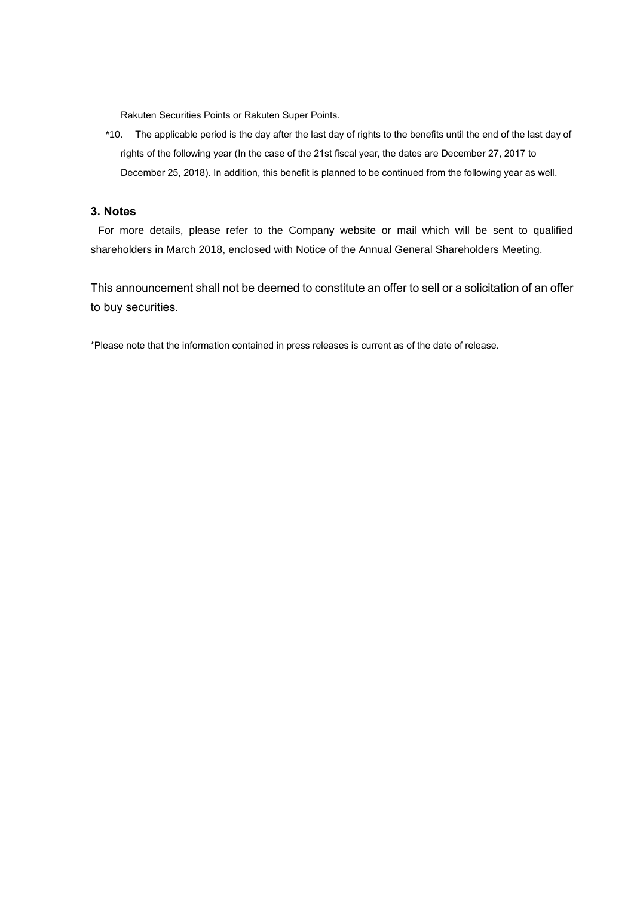Rakuten Securities Points or Rakuten Super Points.

*10. The applicable period is the day after the last day of rights to the benefits until the end of the last day of rights of the following year (In the case of the 21st fiscal year, the dates are December 27, 2017 to December 25, 2018). In addition, this benefit is planned to be continued from the following year as well.

### 3. Notes

For more details, please refer to the Company website or mail which will be sent to qualified shareholders in March 2018, enclosed with Notice of the Annual General Shareholders Meeting.

This announcement shall not be deemed to constitute an offer to sell or a solicitation of an offer to buy securities.

*Please note that the information contained in press releases is current as of the date of release.